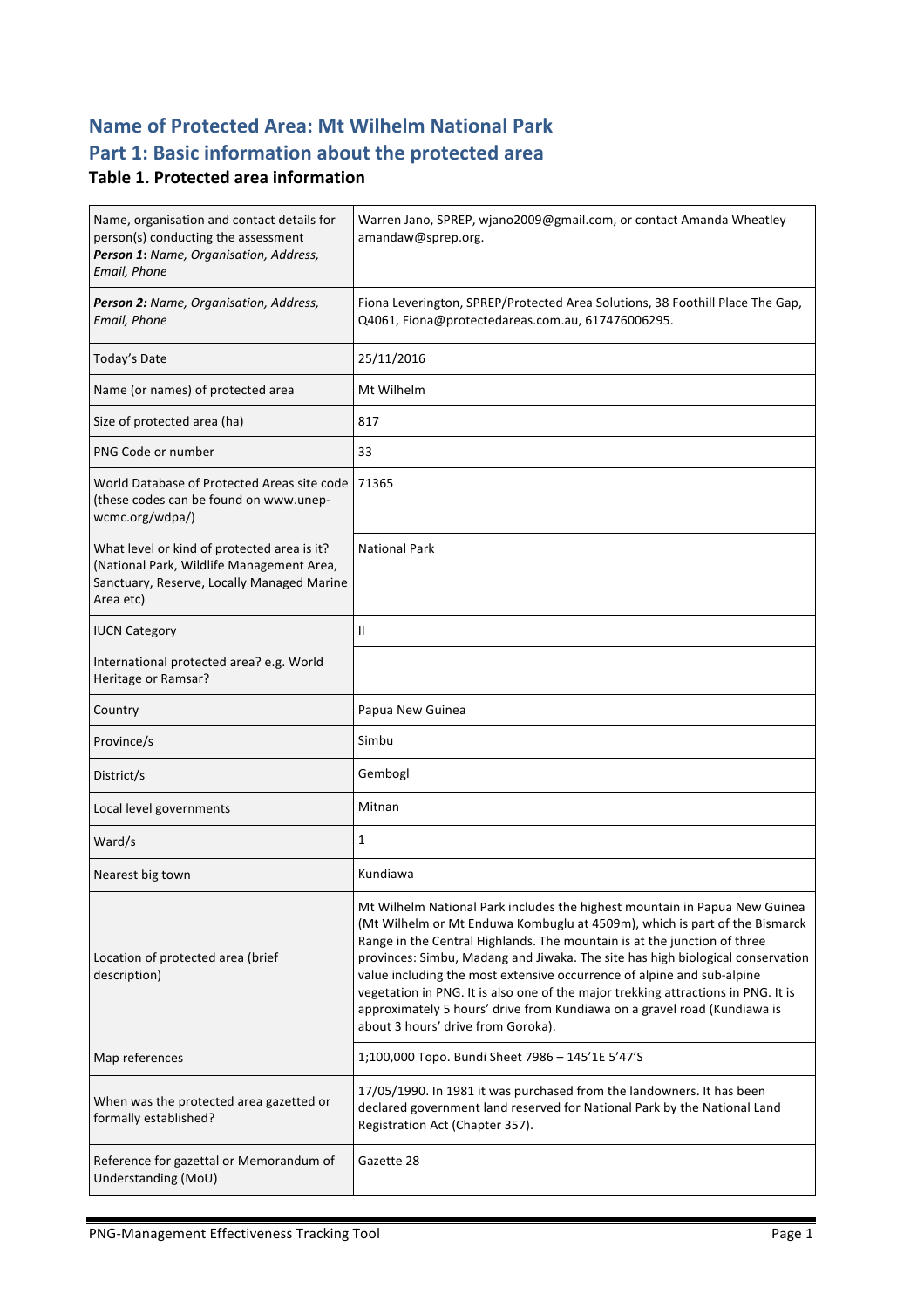# Name of Protected Area: Mt Wilhelm National Park

## Part 1: Basic information about the protected area

### Table 1. Protected area information

| | |
|---|---|
| Name, organisation and contact details for person(s) conducting the assessment ***Person 1**: Name, Organisation, Address, Email, Phone* | Warren Jano, SPREP, wjano2009@gmail.com, or contact Amanda Wheatley amandaw@sprep.org. |
| ***Person 2**: Name, Organisation, Address, Email, Phone* | Fiona Leverington, SPREP/Protected Area Solutions, 38 Foothill Place The Gap, Q4061, Fiona@protectedareas.com.au, 617476006295. |
| Today's Date | 25/11/2016 |
| Name (or names) of protected area | Mt Wilhelm |
| Size of protected area (ha) | 817 |
| PNG Code or number | 33 |
| World Database of Protected Areas site code (these codes can be found on www.unep-wcmc.org/wdpa/) | 71365 |
| What level or kind of protected area is it? (National Park, Wildlife Management Area, Sanctuary, Reserve, Locally Managed Marine Area etc) | National Park |
| IUCN Category | II |
| International protected area? e.g. World Heritage or Ramsar? | |
| Country | Papua New Guinea |
| Province/s | Simbu |
| District/s | Gembogl |
| Local level governments | Mitnan |
| Ward/s | 1 |
| Nearest big town | Kundiawa |
| Location of protected area (brief description) | Mt Wilhelm National Park includes the highest mountain in Papua New Guinea (Mt Wilhelm or Mt Enduwa Kombuglu at 4509m), which is part of the Bismarck Range in the Central Highlands. The mountain is at the junction of three provinces: Simbu, Madang and Jiwaka. The site has high biological conservation value including the most extensive occurrence of alpine and sub-alpine vegetation in PNG. It is also one of the major trekking attractions in PNG. It is approximately 5 hours' drive from Kundiawa on a gravel road (Kundiawa is about 3 hours' drive from Goroka). |
| Map references | 1;100,000 Topo. Bundi Sheet 7986 – 145'1E 5'47'S |
| When was the protected area gazetted or formally established? | 17/05/1990. In 1981 it was purchased from the landowners. It has been declared government land reserved for National Park by the National Land Registration Act (Chapter 357). |
| Reference for gazettal or Memorandum of Understanding (MoU) | Gazette 28 |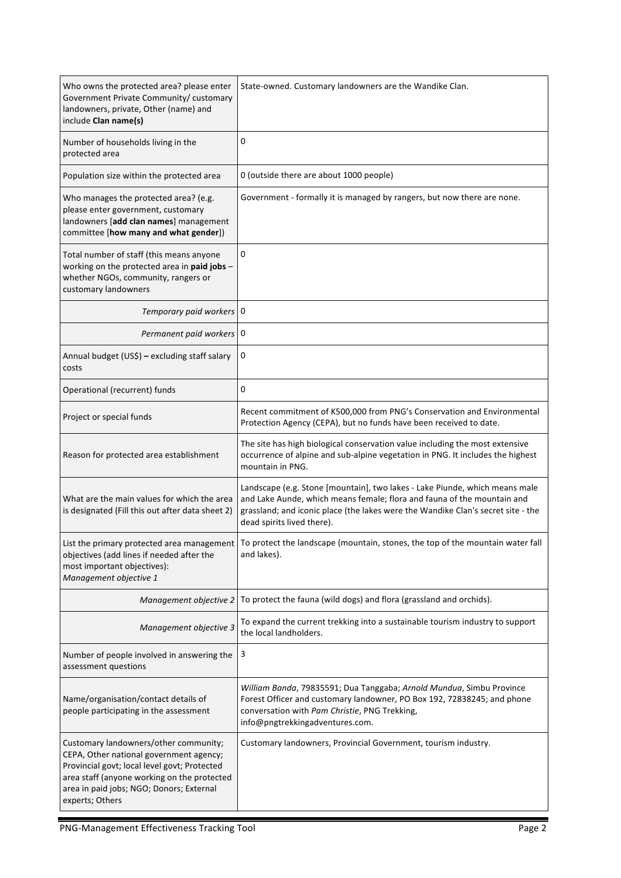| | |
|---|---|
| Who owns the protected area? please enter Government Private Community/ customary landowners, private, Other (name) and include **Clan name(s)** | State-owned. Customary landowners are the Wandike Clan. |
| Number of households living in the protected area | 0 |
| Population size within the protected area | 0 (outside there are about 1000 people) |
| Who manages the protected area? (e.g. please enter government, customary landowners [**add clan names**] management committee [**how many and what gender**]) | Government - formally it is managed by rangers, but now there are none. |
| Total number of staff (this means anyone working on the protected area in **paid jobs** – whether NGOs, community, rangers or customary landowners | 0 |
| *Temporary paid workers* | 0 |
| *Permanent paid workers* | 0 |
| Annual budget (US$) **–** excluding staff salary costs | 0 |
| Operational (recurrent) funds | 0 |
| Project or special funds | Recent commitment of K500,000 from PNG's Conservation and Environmental Protection Agency (CEPA), but no funds have been received to date. |
| Reason for protected area establishment | The site has high biological conservation value including the most extensive occurrence of alpine and sub-alpine vegetation in PNG. It includes the highest mountain in PNG. |
| What are the main values for which the area is designated (Fill this out after data sheet 2) | Landscape (e.g. Stone [mountain], two lakes - Lake Piunde, which means male and Lake Aunde, which means female; flora and fauna of the mountain and grassland; and iconic place (the lakes were the Wandike Clan's secret site - the dead spirits lived there). |
| List the primary protected area management objectives (add lines if needed after the most important objectives): *Management objective 1* | To protect the landscape (mountain, stones, the top of the mountain water fall and lakes). |
| *Management objective 2* | To protect the fauna (wild dogs) and flora (grassland and orchids). |
| *Management objective 3* | To expand the current trekking into a sustainable tourism industry to support the local landholders. |
| Number of people involved in answering the assessment questions | 3 |
| Name/organisation/contact details of people participating in the assessment | *William Banda*, 79835591; Dua Tanggaba; *Arnold Mundua*, Simbu Province Forest Officer and customary landowner, PO Box 192, 72838245; and phone conversation with *Pam Christie*, PNG Trekking, info@pngtrekkingadventures.com. |
| Customary landowners/other community; CEPA, Other national government agency; Provincial govt; local level govt; Protected area staff (anyone working on the protected area in paid jobs; NGO; Donors; External experts; Others | Customary landowners, Provincial Government, tourism industry. |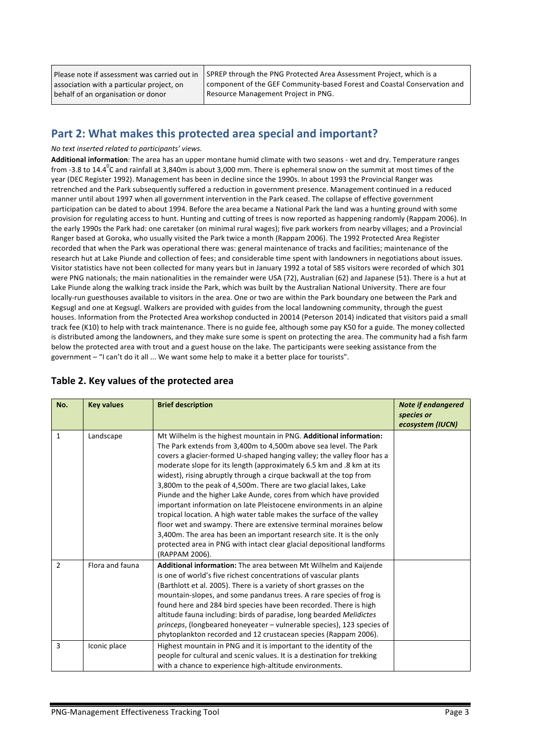| Please note if assessment was carried out in association with a particular project, on behalf of an organisation or donor | SPREP through the PNG Protected Area Assessment Project, which is a component of the GEF Community-based Forest and Coastal Conservation and Resource Management Project in PNG. |
|---|---|

## Part 2: What makes this protected area special and important?

*No text inserted related to participants' views.*

**Additional information**: The area has an upper montane humid climate with two seasons - wet and dry. Temperature ranges from -3.8 to 14.4$^0$C and rainfall at 3,840m is about 3,000 mm. There is ephemeral snow on the summit at most times of the year (DEC Register 1992). Management has been in decline since the 1990s. In about 1993 the Provincial Ranger was retrenched and the Park subsequently suffered a reduction in government presence. Management continued in a reduced manner until about 1997 when all government intervention in the Park ceased. The collapse of effective government participation can be dated to about 1994. Before the area became a National Park the land was a hunting ground with some provision for regulating access to hunt. Hunting and cutting of trees is now reported as happening randomly (Rappam 2006). In the early 1990s the Park had: one caretaker (on minimal rural wages); five park workers from nearby villages; and a Provincial Ranger based at Goroka, who usually visited the Park twice a month (Rappam 2006). The 1992 Protected Area Register recorded that when the Park was operational there was: general maintenance of tracks and facilities; maintenance of the research hut at Lake Piunde and collection of fees; and considerable time spent with landowners in negotiations about issues. Visitor statistics have not been collected for many years but in January 1992 a total of 585 visitors were recorded of which 301 were PNG nationals; the main nationalities in the remainder were USA (72), Australian (62) and Japanese (51). There is a hut at Lake Piunde along the walking track inside the Park, which was built by the Australian National University. There are four locally-run guesthouses available to visitors in the area. One or two are within the Park boundary one between the Park and Kegsugl and one at Kegsugl. Walkers are provided with guides from the local landowning community, through the guest houses. Information from the Protected Area workshop conducted in 20014 (Peterson 2014) indicated that visitors paid a small track fee (K10) to help with track maintenance. There is no guide fee, although some pay K50 for a guide. The money collected is distributed among the landowners, and they make sure some is spent on protecting the area. The community had a fish farm below the protected area with trout and a guest house on the lake. The participants were seeking assistance from the government – "I can't do it all ... We want some help to make it a better place for tourists".

### Table 2. Key values of the protected area

| No. | Key values | Brief description | *Note if endangered species or ecosystem (IUCN)* |
|---|---|---|---|
| 1 | Landscape | Mt Wilhelm is the highest mountain in PNG. **Additional information:** The Park extends from 3,400m to 4,500m above sea level. The Park covers a glacier-formed U-shaped hanging valley; the valley floor has a moderate slope for its length (approximately 6.5 km and .8 km at its widest), rising abruptly through a cirque backwall at the top from 3,800m to the peak of 4,500m. There are two glacial lakes, Lake Piunde and the higher Lake Aunde, cores from which have provided important information on late Pleistocene environments in an alpine tropical location. A high water table makes the surface of the valley floor wet and swampy. There are extensive terminal moraines below 3,400m. The area has been an important research site. It is the only protected area in PNG with intact clear glacial depositional landforms (RAPPAM 2006). | |
| 2 | Flora and fauna | **Additional information:** The area between Mt Wilhelm and Kaijende is one of world's five richest concentrations of vascular plants (Barthlott et al. 2005). There is a variety of short grasses on the mountain-slopes, and some pandanus trees. A rare species of frog is found here and 284 bird species have been recorded. There is high altitude fauna including: birds of paradise, long bearded *Melidictes princeps*, (longbeared honeyeater – vulnerable species), 123 species of phytoplankton recorded and 12 crustacean species (Rappam 2006). | |
| 3 | Iconic place | Highest mountain in PNG and it is important to the identity of the people for cultural and scenic values. It is a destination for trekking with a chance to experience high-altitude environments. | |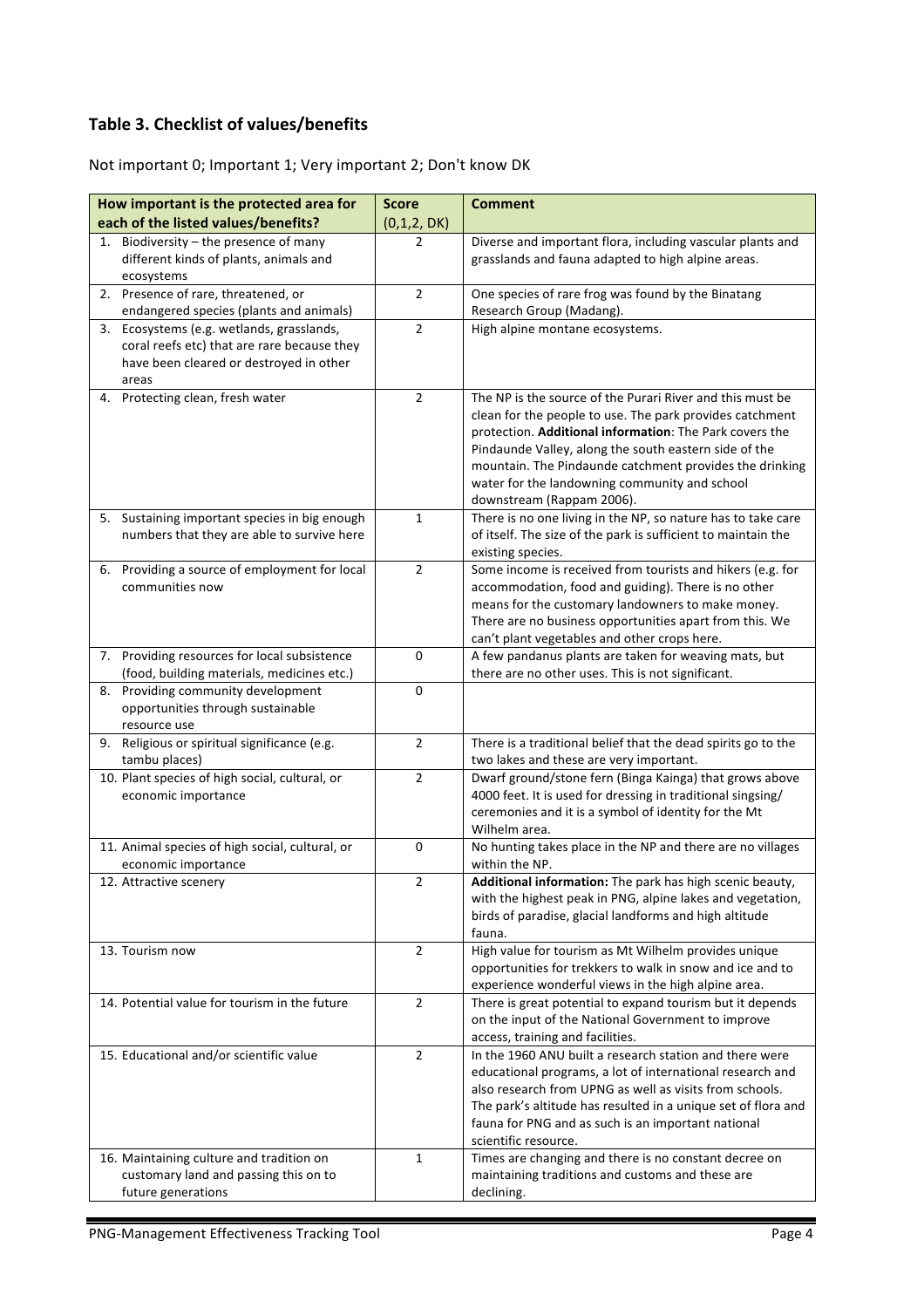## Table 3. Checklist of values/benefits

Not important 0; Important 1; Very important 2; Don't know DK

| How important is the protected area for each of the listed values/benefits? | Score (0,1,2, DK) | Comment |
|---|---|---|
| 1. Biodiversity – the presence of many different kinds of plants, animals and ecosystems | 2 | Diverse and important flora, including vascular plants and grasslands and fauna adapted to high alpine areas. |
| 2. Presence of rare, threatened, or endangered species (plants and animals) | 2 | One species of rare frog was found by the Binatang Research Group (Madang). |
| 3. Ecosystems (e.g. wetlands, grasslands, coral reefs etc) that are rare because they have been cleared or destroyed in other areas | 2 | High alpine montane ecosystems. |
| 4. Protecting clean, fresh water | 2 | The NP is the source of the Purari River and this must be clean for the people to use. The park provides catchment protection. **Additional information**: The Park covers the Pindaunde Valley, along the south eastern side of the mountain. The Pindaunde catchment provides the drinking water for the landowning community and school downstream (Rappam 2006). |
| 5. Sustaining important species in big enough numbers that they are able to survive here | 1 | There is no one living in the NP, so nature has to take care of itself. The size of the park is sufficient to maintain the existing species. |
| 6. Providing a source of employment for local communities now | 2 | Some income is received from tourists and hikers (e.g. for accommodation, food and guiding). There is no other means for the customary landowners to make money. There are no business opportunities apart from this. We can't plant vegetables and other crops here. |
| 7. Providing resources for local subsistence (food, building materials, medicines etc.) | 0 | A few pandanus plants are taken for weaving mats, but there are no other uses. This is not significant. |
| 8. Providing community development opportunities through sustainable resource use | 0 | |
| 9. Religious or spiritual significance (e.g. tambu places) | 2 | There is a traditional belief that the dead spirits go to the two lakes and these are very important. |
| 10. Plant species of high social, cultural, or economic importance | 2 | Dwarf ground/stone fern (Binga Kainga) that grows above 4000 feet. It is used for dressing in traditional singsing/ ceremonies and it is a symbol of identity for the Mt Wilhelm area. |
| 11. Animal species of high social, cultural, or economic importance | 0 | No hunting takes place in the NP and there are no villages within the NP. |
| 12. Attractive scenery | 2 | **Additional information:** The park has high scenic beauty, with the highest peak in PNG, alpine lakes and vegetation, birds of paradise, glacial landforms and high altitude fauna. |
| 13. Tourism now | 2 | High value for tourism as Mt Wilhelm provides unique opportunities for trekkers to walk in snow and ice and to experience wonderful views in the high alpine area. |
| 14. Potential value for tourism in the future | 2 | There is great potential to expand tourism but it depends on the input of the National Government to improve access, training and facilities. |
| 15. Educational and/or scientific value | 2 | In the 1960 ANU built a research station and there were educational programs, a lot of international research and also research from UPNG as well as visits from schools. The park's altitude has resulted in a unique set of flora and fauna for PNG and as such is an important national scientific resource. |
| 16. Maintaining culture and tradition on customary land and passing this on to future generations | 1 | Times are changing and there is no constant decree on maintaining traditions and customs and these are declining. |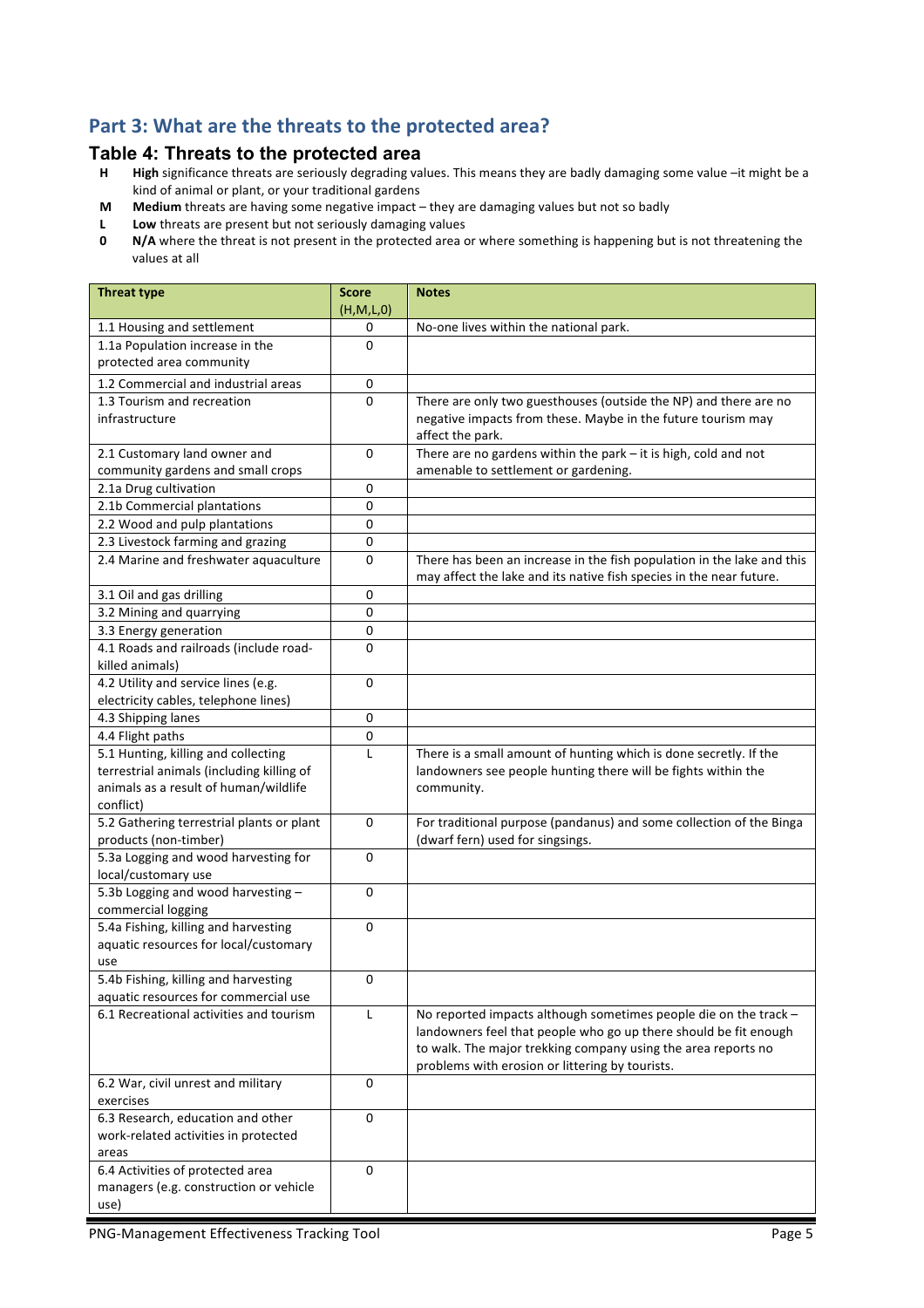## Part 3: What are the threats to the protected area?

### Table 4: Threats to the protected area

- **H** **High** significance threats are seriously degrading values. This means they are badly damaging some value –it might be a kind of animal or plant, or your traditional gardens
- **M** **Medium** threats are having some negative impact – they are damaging values but not so badly
- **L** **Low** threats are present but not seriously damaging values
- **0** **N/A** where the threat is not present in the protected area or where something is happening but is not threatening the values at all

| Threat type | Score (H,M,L,0) | Notes |
|---|---|---|
| 1.1 Housing and settlement | 0 | No-one lives within the national park. |
| 1.1a Population increase in the protected area community | 0 | |
| 1.2 Commercial and industrial areas | 0 | |
| 1.3 Tourism and recreation infrastructure | 0 | There are only two guesthouses (outside the NP) and there are no negative impacts from these. Maybe in the future tourism may affect the park. |
| 2.1 Customary land owner and community gardens and small crops | 0 | There are no gardens within the park – it is high, cold and not amenable to settlement or gardening. |
| 2.1a Drug cultivation | 0 | |
| 2.1b Commercial plantations | 0 | |
| 2.2 Wood and pulp plantations | 0 | |
| 2.3 Livestock farming and grazing | 0 | |
| 2.4 Marine and freshwater aquaculture | 0 | There has been an increase in the fish population in the lake and this may affect the lake and its native fish species in the near future. |
| 3.1 Oil and gas drilling | 0 | |
| 3.2 Mining and quarrying | 0 | |
| 3.3 Energy generation | 0 | |
| 4.1 Roads and railroads (include road-killed animals) | 0 | |
| 4.2 Utility and service lines (e.g. electricity cables, telephone lines) | 0 | |
| 4.3 Shipping lanes | 0 | |
| 4.4 Flight paths | 0 | |
| 5.1 Hunting, killing and collecting terrestrial animals (including killing of animals as a result of human/wildlife conflict) | L | There is a small amount of hunting which is done secretly. If the landowners see people hunting there will be fights within the community. |
| 5.2 Gathering terrestrial plants or plant products (non-timber) | 0 | For traditional purpose (pandanus) and some collection of the Binga (dwarf fern) used for singsings. |
| 5.3a Logging and wood harvesting for local/customary use | 0 | |
| 5.3b Logging and wood harvesting – commercial logging | 0 | |
| 5.4a Fishing, killing and harvesting aquatic resources for local/customary use | 0 | |
| 5.4b Fishing, killing and harvesting aquatic resources for commercial use | 0 | |
| 6.1 Recreational activities and tourism | L | No reported impacts although sometimes people die on the track – landowners feel that people who go up there should be fit enough to walk. The major trekking company using the area reports no problems with erosion or littering by tourists. |
| 6.2 War, civil unrest and military exercises | 0 | |
| 6.3 Research, education and other work-related activities in protected areas | 0 | |
| 6.4 Activities of protected area managers (e.g. construction or vehicle use) | 0 | |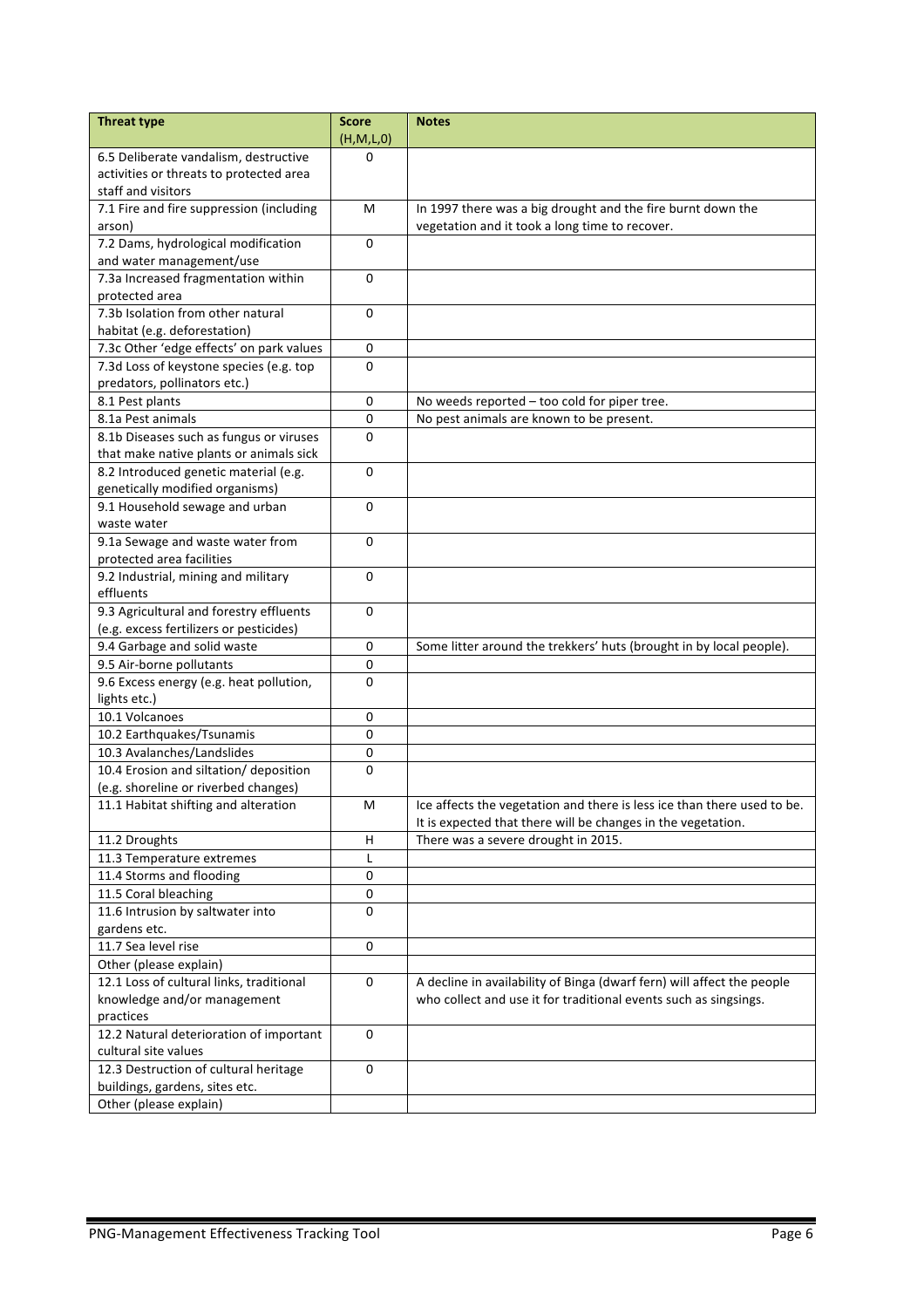| Threat type | Score (H,M,L,0) | Notes |
|---|---|---|
| 6.5 Deliberate vandalism, destructive activities or threats to protected area staff and visitors | 0 | |
| 7.1 Fire and fire suppression (including arson) | M | In 1997 there was a big drought and the fire burnt down the vegetation and it took a long time to recover. |
| 7.2 Dams, hydrological modification and water management/use | 0 | |
| 7.3a Increased fragmentation within protected area | 0 | |
| 7.3b Isolation from other natural habitat (e.g. deforestation) | 0 | |
| 7.3c Other 'edge effects' on park values | 0 | |
| 7.3d Loss of keystone species (e.g. top predators, pollinators etc.) | 0 | |
| 8.1 Pest plants | 0 | No weeds reported – too cold for piper tree. |
| 8.1a Pest animals | 0 | No pest animals are known to be present. |
| 8.1b Diseases such as fungus or viruses that make native plants or animals sick | 0 | |
| 8.2 Introduced genetic material (e.g. genetically modified organisms) | 0 | |
| 9.1 Household sewage and urban waste water | 0 | |
| 9.1a Sewage and waste water from protected area facilities | 0 | |
| 9.2 Industrial, mining and military effluents | 0 | |
| 9.3 Agricultural and forestry effluents (e.g. excess fertilizers or pesticides) | 0 | |
| 9.4 Garbage and solid waste | 0 | Some litter around the trekkers' huts (brought in by local people). |
| 9.5 Air-borne pollutants | 0 | |
| 9.6 Excess energy (e.g. heat pollution, lights etc.) | 0 | |
| 10.1 Volcanoes | 0 | |
| 10.2 Earthquakes/Tsunamis | 0 | |
| 10.3 Avalanches/Landslides | 0 | |
| 10.4 Erosion and siltation/ deposition (e.g. shoreline or riverbed changes) | 0 | |
| 11.1 Habitat shifting and alteration | M | Ice affects the vegetation and there is less ice than there used to be. It is expected that there will be changes in the vegetation. |
| 11.2 Droughts | H | There was a severe drought in 2015. |
| 11.3 Temperature extremes | L | |
| 11.4 Storms and flooding | 0 | |
| 11.5 Coral bleaching | 0 | |
| 11.6 Intrusion by saltwater into gardens etc. | 0 | |
| 11.7 Sea level rise | 0 | |
| Other (please explain) | | |
| 12.1 Loss of cultural links, traditional knowledge and/or management practices | 0 | A decline in availability of Binga (dwarf fern) will affect the people who collect and use it for traditional events such as singsings. |
| 12.2 Natural deterioration of important cultural site values | 0 | |
| 12.3 Destruction of cultural heritage buildings, gardens, sites etc. | 0 | |
| Other (please explain) | | |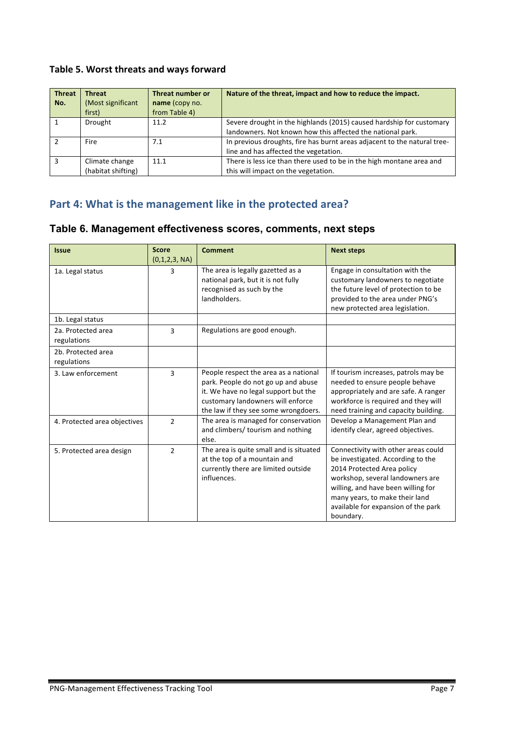### Table 5. Worst threats and ways forward

| Threat No. | Threat (Most significant first) | Threat number or name (copy no. from Table 4) | Nature of the threat, impact and how to reduce the impact. |
|---|---|---|---|
| 1 | Drought | 11.2 | Severe drought in the highlands (2015) caused hardship for customary landowners. Not known how this affected the national park. |
| 2 | Fire | 7.1 | In previous droughts, fire has burnt areas adjacent to the natural tree-line and has affected the vegetation. |
| 3 | Climate change (habitat shifting) | 11.1 | There is less ice than there used to be in the high montane area and this will impact on the vegetation. |

## Part 4: What is the management like in the protected area?

### Table 6. Management effectiveness scores, comments, next steps

| Issue | Score (0,1,2,3, NA) | Comment | Next steps |
|---|---|---|---|
| 1a. Legal status | 3 | The area is legally gazetted as a national park, but it is not fully recognised as such by the landholders. | Engage in consultation with the customary landowners to negotiate the future level of protection to be provided to the area under PNG's new protected area legislation. |
| 1b. Legal status | | | |
| 2a. Protected area regulations | 3 | Regulations are good enough. | |
| 2b. Protected area regulations | | | |
| 3. Law enforcement | 3 | People respect the area as a national park. People do not go up and abuse it. We have no legal support but the customary landowners will enforce the law if they see some wrongdoers. | If tourism increases, patrols may be needed to ensure people behave appropriately and are safe. A ranger workforce is required and they will need training and capacity building. |
| 4. Protected area objectives | 2 | The area is managed for conservation and climbers/ tourism and nothing else. | Develop a Management Plan and identify clear, agreed objectives. |
| 5. Protected area design | 2 | The area is quite small and is situated at the top of a mountain and currently there are limited outside influences. | Connectivity with other areas could be investigated. According to the 2014 Protected Area policy workshop, several landowners are willing, and have been willing for many years, to make their land available for expansion of the park boundary. |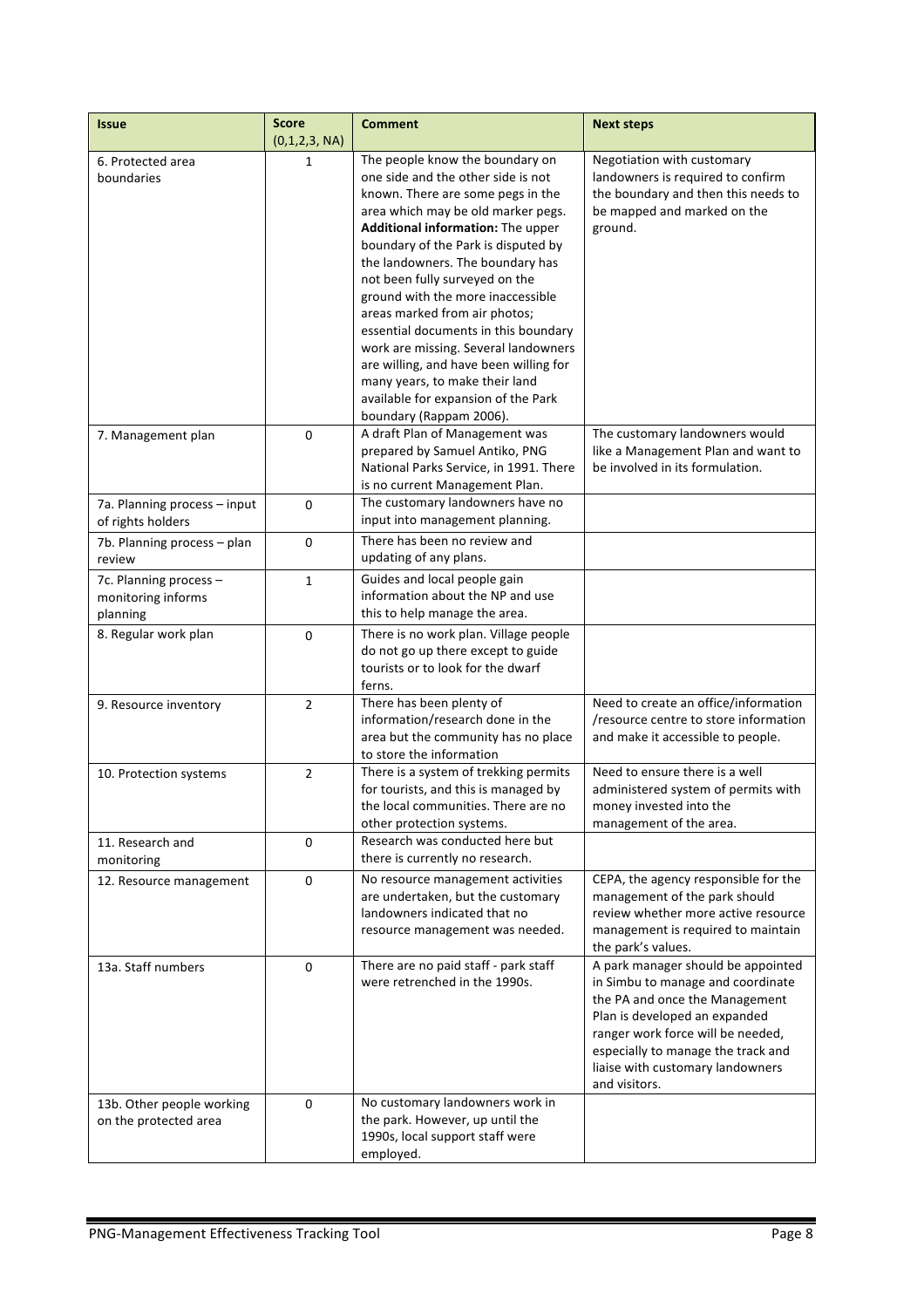| Issue | Score (0,1,2,3, NA) | Comment | Next steps |
|---|---|---|---|
| 6. Protected area boundaries | 1 | The people know the boundary on one side and the other side is not known. There are some pegs in the area which may be old marker pegs. **Additional information:** The upper boundary of the Park is disputed by the landowners. The boundary has not been fully surveyed on the ground with the more inaccessible areas marked from air photos; essential documents in this boundary work are missing. Several landowners are willing, and have been willing for many years, to make their land available for expansion of the Park boundary (Rappam 2006). | Negotiation with customary landowners is required to confirm the boundary and then this needs to be mapped and marked on the ground. |
| 7. Management plan | 0 | A draft Plan of Management was prepared by Samuel Antiko, PNG National Parks Service, in 1991. There is no current Management Plan. | The customary landowners would like a Management Plan and want to be involved in its formulation. |
| 7a. Planning process – input of rights holders | 0 | The customary landowners have no input into management planning. | |
| 7b. Planning process – plan review | 0 | There has been no review and updating of any plans. | |
| 7c. Planning process – monitoring informs planning | 1 | Guides and local people gain information about the NP and use this to help manage the area. | |
| 8. Regular work plan | 0 | There is no work plan. Village people do not go up there except to guide tourists or to look for the dwarf ferns. | |
| 9. Resource inventory | 2 | There has been plenty of information/research done in the area but the community has no place to store the information | Need to create an office/information /resource centre to store information and make it accessible to people. |
| 10. Protection systems | 2 | There is a system of trekking permits for tourists, and this is managed by the local communities. There are no other protection systems. | Need to ensure there is a well administered system of permits with money invested into the management of the area. |
| 11. Research and monitoring | 0 | Research was conducted here but there is currently no research. | |
| 12. Resource management | 0 | No resource management activities are undertaken, but the customary landowners indicated that no resource management was needed. | CEPA, the agency responsible for the management of the park should review whether more active resource management is required to maintain the park's values. |
| 13a. Staff numbers | 0 | There are no paid staff - park staff were retrenched in the 1990s. | A park manager should be appointed in Simbu to manage and coordinate the PA and once the Management Plan is developed an expanded ranger work force will be needed, especially to manage the track and liaise with customary landowners and visitors. |
| 13b. Other people working on the protected area | 0 | No customary landowners work in the park. However, up until the 1990s, local support staff were employed. | |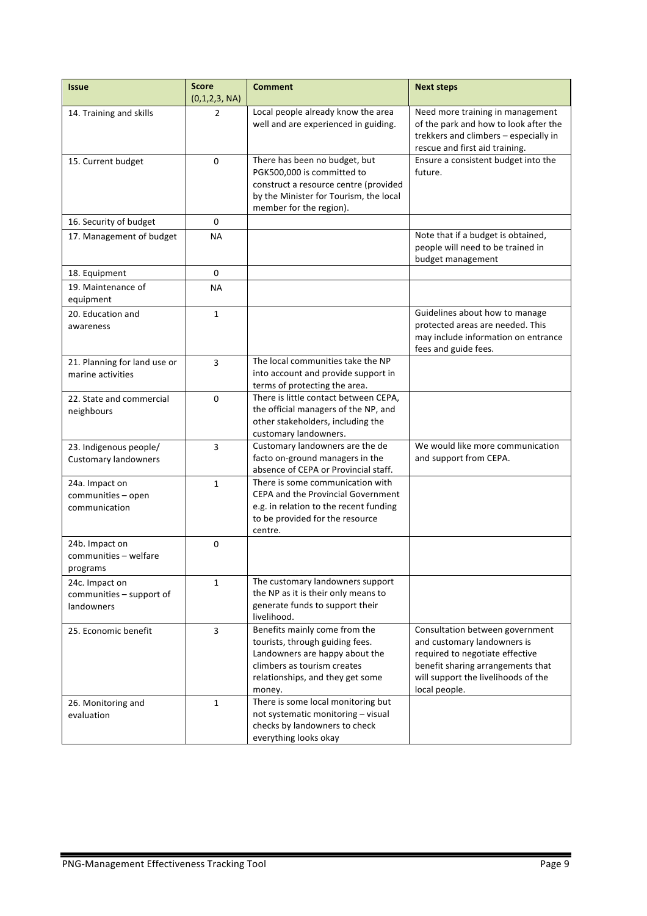| Issue | Score (0,1,2,3, NA) | Comment | Next steps |
|---|---|---|---|
| 14. Training and skills | 2 | Local people already know the area well and are experienced in guiding. | Need more training in management of the park and how to look after the trekkers and climbers – especially in rescue and first aid training. |
| 15. Current budget | 0 | There has been no budget, but PGK500,000 is committed to construct a resource centre (provided by the Minister for Tourism, the local member for the region). | Ensure a consistent budget into the future. |
| 16. Security of budget | 0 | | |
| 17. Management of budget | NA | | Note that if a budget is obtained, people will need to be trained in budget management |
| 18. Equipment | 0 | | |
| 19. Maintenance of equipment | NA | | |
| 20. Education and awareness | 1 | | Guidelines about how to manage protected areas are needed. This may include information on entrance fees and guide fees. |
| 21. Planning for land use or marine activities | 3 | The local communities take the NP into account and provide support in terms of protecting the area. | |
| 22. State and commercial neighbours | 0 | There is little contact between CEPA, the official managers of the NP, and other stakeholders, including the customary landowners. | |
| 23. Indigenous people/ Customary landowners | 3 | Customary landowners are the de facto on-ground managers in the absence of CEPA or Provincial staff. | We would like more communication and support from CEPA. |
| 24a. Impact on communities – open communication | 1 | There is some communication with CEPA and the Provincial Government e.g. in relation to the recent funding to be provided for the resource centre. | |
| 24b. Impact on communities – welfare programs | 0 | | |
| 24c. Impact on communities – support of landowners | 1 | The customary landowners support the NP as it is their only means to generate funds to support their livelihood. | |
| 25. Economic benefit | 3 | Benefits mainly come from the tourists, through guiding fees. Landowners are happy about the climbers as tourism creates relationships, and they get some money. | Consultation between government and customary landowners is required to negotiate effective benefit sharing arrangements that will support the livelihoods of the local people. |
| 26. Monitoring and evaluation | 1 | There is some local monitoring but not systematic monitoring – visual checks by landowners to check everything looks okay | |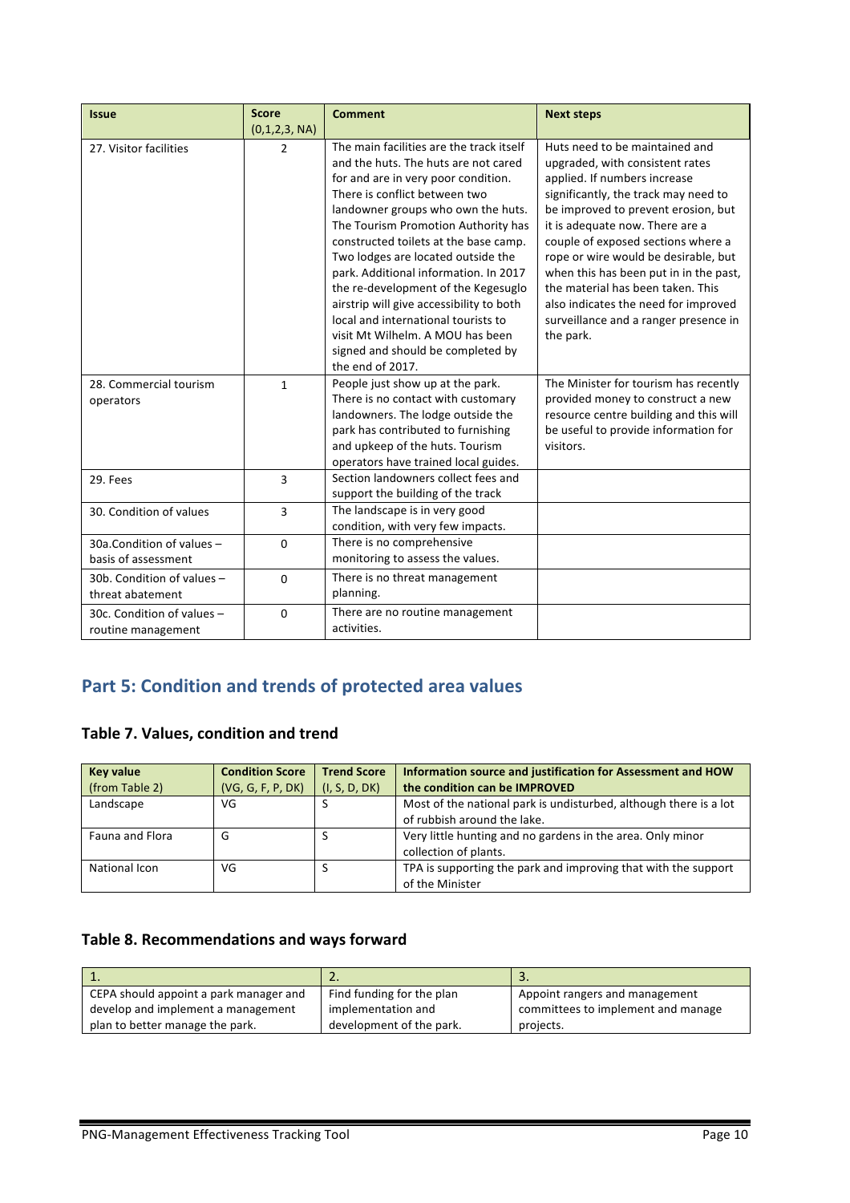| Issue | Score (0,1,2,3, NA) | Comment | Next steps |
|---|---|---|---|
| 27. Visitor facilities | 2 | The main facilities are the track itself and the huts. The huts are not cared for and are in very poor condition. There is conflict between two landowner groups who own the huts. The Tourism Promotion Authority has constructed toilets at the base camp. Two lodges are located outside the park. Additional information. In 2017 the re-development of the Kegesuglo airstrip will give accessibility to both local and international tourists to visit Mt Wilhelm. A MOU has been signed and should be completed by the end of 2017. | Huts need to be maintained and upgraded, with consistent rates applied. If numbers increase significantly, the track may need to be improved to prevent erosion, but it is adequate now. There are a couple of exposed sections where a rope or wire would be desirable, but when this has been put in in the past, the material has been taken. This also indicates the need for improved surveillance and a ranger presence in the park. |
| 28. Commercial tourism operators | 1 | People just show up at the park. There is no contact with customary landowners. The lodge outside the park has contributed to furnishing and upkeep of the huts. Tourism operators have trained local guides. | The Minister for tourism has recently provided money to construct a new resource centre building and this will be useful to provide information for visitors. |
| 29. Fees | 3 | Section landowners collect fees and support the building of the track | |
| 30. Condition of values | 3 | The landscape is in very good condition, with very few impacts. | |
| 30a.Condition of values – basis of assessment | 0 | There is no comprehensive monitoring to assess the values. | |
| 30b. Condition of values – threat abatement | 0 | There is no threat management planning. | |
| 30c. Condition of values – routine management | 0 | There are no routine management activities. | |

## Part 5: Condition and trends of protected area values

### Table 7. Values, condition and trend

| Key value (from Table 2) | Condition Score (VG, G, F, P, DK) | Trend Score (I, S, D, DK) | Information source and justification for Assessment and HOW the condition can be IMPROVED |
|---|---|---|---|
| Landscape | VG | S | Most of the national park is undisturbed, although there is a lot of rubbish around the lake. |
| Fauna and Flora | G | S | Very little hunting and no gardens in the area. Only minor collection of plants. |
| National Icon | VG | S | TPA is supporting the park and improving that with the support of the Minister |

### Table 8. Recommendations and ways forward

| 1. | 2. | 3. |
|---|---|---|
| CEPA should appoint a park manager and develop and implement a management plan to better manage the park. | Find funding for the plan implementation and development of the park. | Appoint rangers and management committees to implement and manage projects. |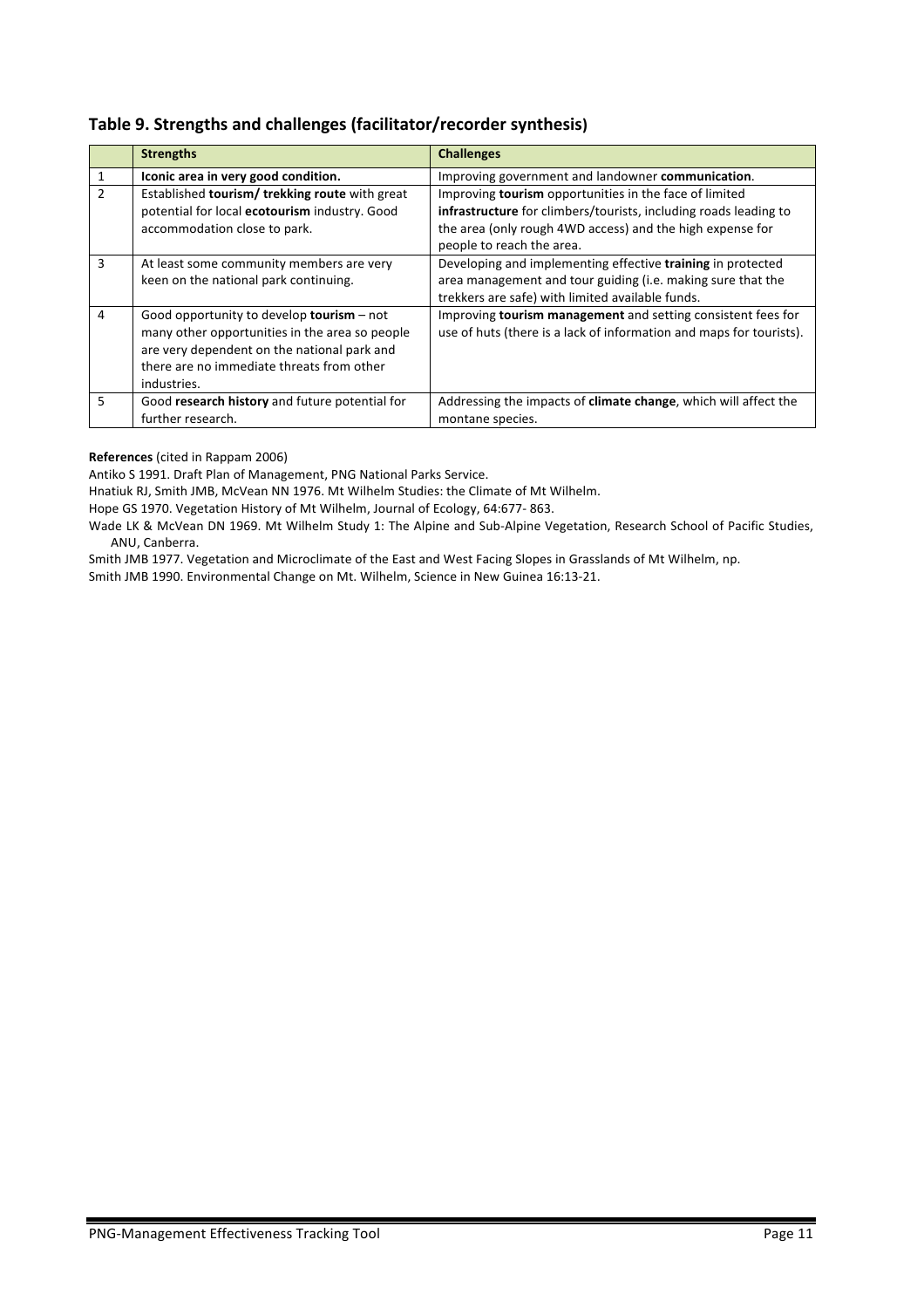## Table 9. Strengths and challenges (facilitator/recorder synthesis)

| | Strengths | Challenges |
|---|---|---|
| 1 | **Iconic area in very good condition.** | Improving government and landowner **communication**. |
| 2 | Established **tourism/ trekking route** with great potential for local **ecotourism** industry. Good accommodation close to park. | Improving **tourism** opportunities in the face of limited **infrastructure** for climbers/tourists, including roads leading to the area (only rough 4WD access) and the high expense for people to reach the area. |
| 3 | At least some community members are very keen on the national park continuing. | Developing and implementing effective **training** in protected area management and tour guiding (i.e. making sure that the trekkers are safe) with limited available funds. |
| 4 | Good opportunity to develop **tourism** – not many other opportunities in the area so people are very dependent on the national park and there are no immediate threats from other industries. | Improving **tourism management** and setting consistent fees for use of huts (there is a lack of information and maps for tourists). |
| 5 | Good **research history** and future potential for further research. | Addressing the impacts of **climate change**, which will affect the montane species. |

**References** (cited in Rappam 2006)

Antiko S 1991. Draft Plan of Management, PNG National Parks Service.

Hnatiuk RJ, Smith JMB, McVean NN 1976. Mt Wilhelm Studies: the Climate of Mt Wilhelm.

Hope GS 1970. Vegetation History of Mt Wilhelm, Journal of Ecology, 64:677- 863.

Wade LK & McVean DN 1969. Mt Wilhelm Study 1: The Alpine and Sub-Alpine Vegetation, Research School of Pacific Studies, ANU, Canberra.

Smith JMB 1977. Vegetation and Microclimate of the East and West Facing Slopes in Grasslands of Mt Wilhelm, np.

Smith JMB 1990. Environmental Change on Mt. Wilhelm, Science in New Guinea 16:13-21.